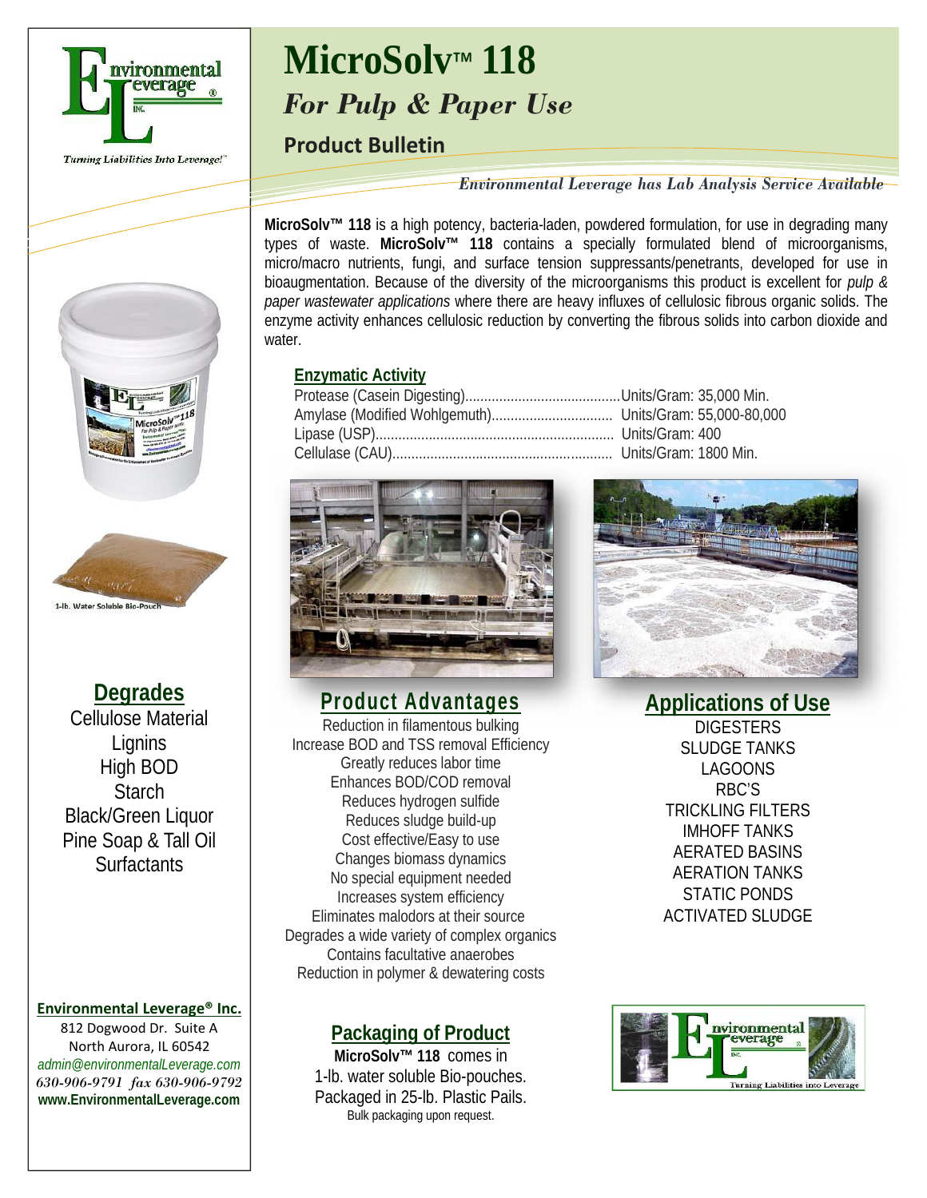# MicroSolv™ 118

## *For Pull & Paper Use*

### Product Bulletin

*Environmental Leverage has Lab Analysis Service Available*

**MicroSolv™ 118** is a high potency, bacteria-laden, powdered formulation, for use in degrading many types of waste. **MicroSolv™ 118** contains a specially formulated blend of microorganisms, micro/macro nutrients, fungi, and surface tension suppressants/penetrants, developed for use in bioaugmentation. Because of the diversity of the microorganisms this product is excellent for *pulp & paper wastewater applications* where there are heavy influxes of cellulosic fibrous organic solids. The enzyme activity enhances cellulosic reduction by converting the fibrous solids into carbon dioxide and water.

**Enzymatic Activity**

| | |
|---|---|
| Protease (Casein Digesting) | Units/Gram: 35,000 Min. |
| Amylase (Modified Wohlgemuth) | Units/Gram: 55,000-80,000 |
| Lipase (USP) | Units/Gram: 400 |
| Cellulase (CAU) | Units/Gram: 1800 Min. |

1-lb. Water Soluble Bio-Pouch

## Degrades

Cellulose Material
Lignins
High BOD
Starch
Black/Green Liquor
Pine Soap & Tall Oil
Surfactants

## Product Advantages

Reduction in filamentous bulking
Increase BOD and TSS removal Efficiency
Greatly reduces labor time
Enhances BOD/COD removal
Reduces hydrogen sulfide
Reduces sludge build-up
Cost effective/Easy to use
Changes biomass dynamics
No special equipment needed
Increases system efficiency
Eliminates malodors at their source
Degrades a wide variety of complex organics
Contains facultative anaerobes
Reduction in polymer & dewatering costs

## Applications of Use

DIGESTERS
SLUDGE TANKS
LAGOONS
RBC'S
TRICKLING FILTERS
IMHOFF TANKS
AERATED BASINS
AERATION TANKS
STATIC PONDS
ACTIVATED SLUDGE

## Packaging of Product

**MicroSolv™ 118** comes in
1-lb. water soluble Bio-pouches.
Packaged in 25-lb. Plastic Pails.
Bulk packaging upon request.

**Environmental Leverage® Inc.**
812 Dogwood Dr. Suite A
North Aurora, IL 60542
*admin@environmentalLeverage.com*
*630-906-9791 fax 630-906-9792*
**www.EnvironmentalLeverage.com**

Turning Liabilities Into Leverage!™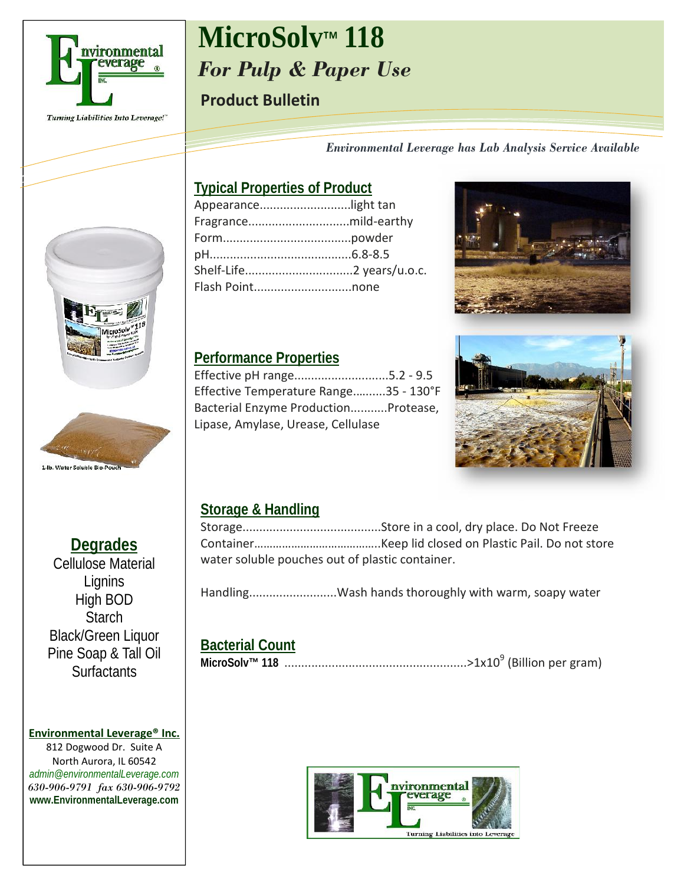# MicroSolv™ 118

## *For Pulp & Paper Use*

**Product Bulletin**

*Environmental Leverage has Lab Analysis Service Available*

Turning Liabilities Into Leverage!™

## Typical Properties of Product

Appearance..........................light tan
Fragrance.............................mild-earthy
Form.....................................powder
pH.........................................6.8-8.5
Shelf-Life...............................2 years/u.o.c.
Flash Point............................none

## Performance Properties

Effective pH range...........................5.2 - 9.5
Effective Temperature Range..........35 - 130°F
Bacterial Enzyme Production...........Protease, Lipase, Amylase, Urease, Cellulase

1-lb. Water Soluble Bio-Pouch

## Storage & Handling

Storage........................................Store in a cool, dry place. Do Not Freeze
Container.......................................Keep lid closed on Plastic Pail. Do not store water soluble pouches out of plastic container.

Handling.........................Wash hands thoroughly with warm, soapy water

## Degrades

Cellulose Material
Lignins
High BOD
Starch
Black/Green Liquor
Pine Soap & Tall Oil
Surfactants

## Bacterial Count

**MicroSolv™ 118** ....................................................$>1x10^9$ (Billion per gram)

**Environmental Leverage® Inc.**
812 Dogwood Dr. Suite A
North Aurora, IL 60542
*admin@environmentalLeverage.com*
*630-906-9791 fax 630-906-9792*
**www.EnvironmentalLeverage.com**

Turning Liabilities into Leverage